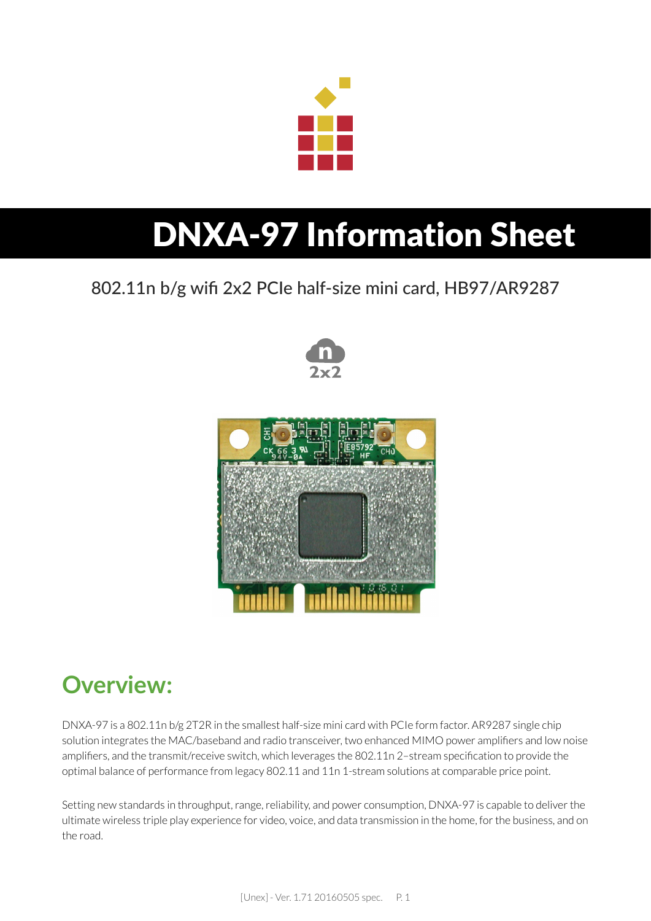# DNXA-97 Information Sheet

802.11n b/g wifi 2x2 PCIe half-size mini card, HB97/AR9287

## Overview:

DNXA-97 is a 802.11n b/g 2T2R in the smallest half-size mini card with PCIe form factor. AR9287 single chip solution integrates the MAC/baseband and radio transceiver, two enhanced MIMO power amplifiers and low noise amplifiers, and the transmit/receive switch, which leverages the 802.11n 2–stream specification to provide the optimal balance of performance from legacy 802.11 and 11n 1-stream solutions at comparable price point.

Setting new standards in throughput, range, reliability, and power consumption, DNXA-97 is capable to deliver the ultimate wireless triple play experience for video, voice, and data transmission in the home, for the business, and on the road.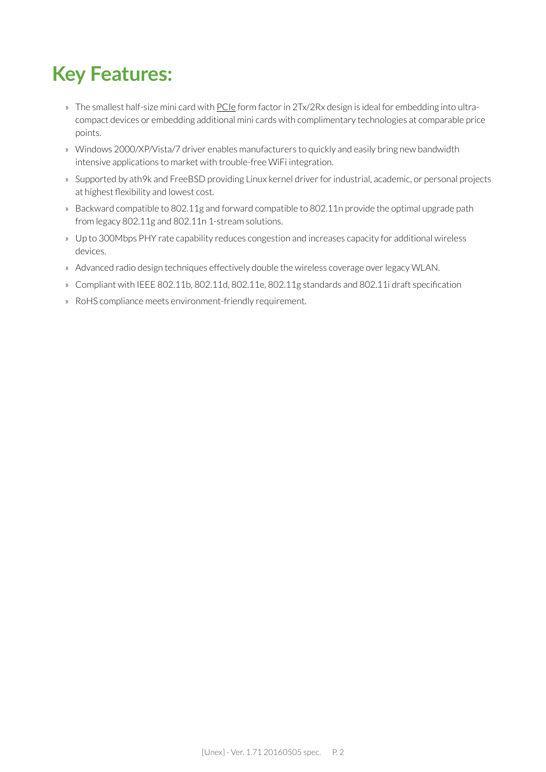# Key Features:

- The smallest half-size mini card with PCIe form factor in 2Tx/2Rx design is ideal for embedding into ultra-compact devices or embedding additional mini cards with complimentary technologies at comparable price points.
- Windows 2000/XP/Vista/7 driver enables manufacturers to quickly and easily bring new bandwidth intensive applications to market with trouble-free WiFi integration.
- Supported by ath9k and FreeBSD providing Linux kernel driver for industrial, academic, or personal projects at highest flexibility and lowest cost.
- Backward compatible to 802.11g and forward compatible to 802.11n provide the optimal upgrade path from legacy 802.11g and 802.11n 1-stream solutions.
- Up to 300Mbps PHY rate capability reduces congestion and increases capacity for additional wireless devices.
- Advanced radio design techniques effectively double the wireless coverage over legacy WLAN.
- Compliant with IEEE 802.11b, 802.11d, 802.11e, 802.11g standards and 802.11i draft specification
- RoHS compliance meets environment-friendly requirement.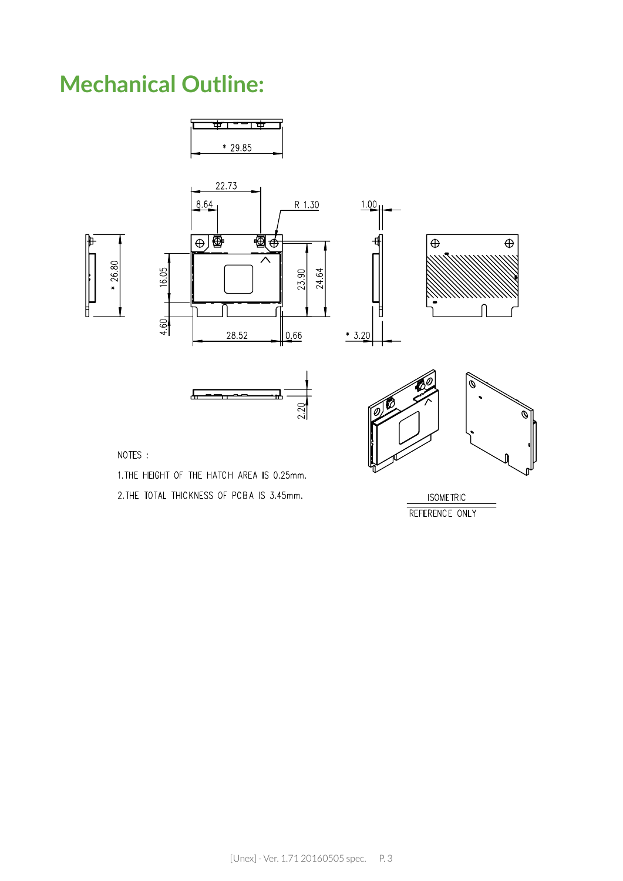# Mechanical Outline:

NOTES :

1. THE HEIGHT OF THE HATCH AREA IS 0.25mm.

2. THE TOTAL THICKNESS OF PCBA IS 3.45mm.

ISOMETRIC

REFERENCE ONLY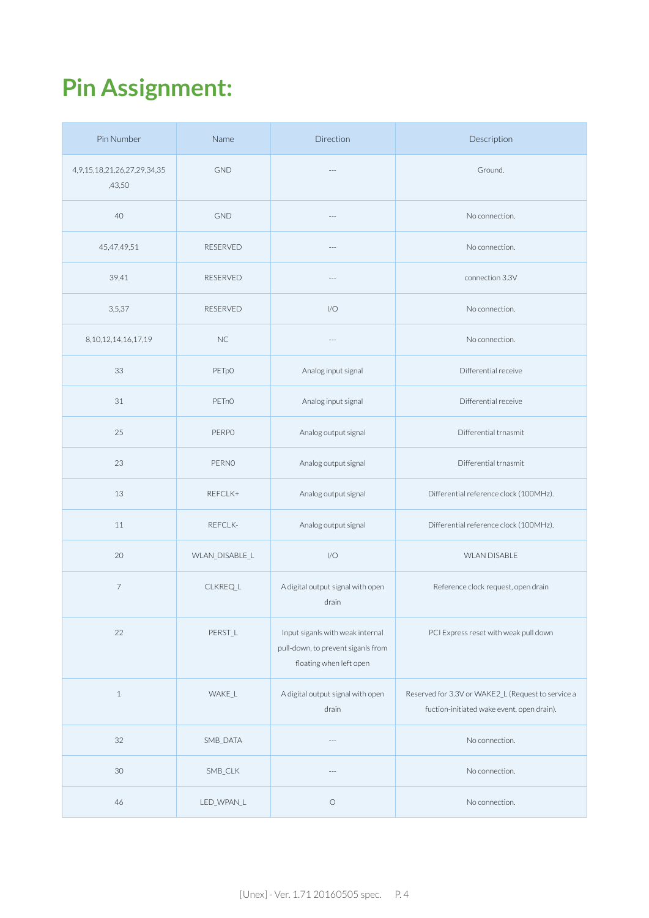# Pin Assignment:

| Pin Number | Name | Direction | Description |
|---|---|---|---|
| 4,9,15,18,21,26,27,29,34,35,43,50 | GND | --- | Ground. |
| 40 | GND | --- | No connection. |
| 45,47,49,51 | RESERVED | --- | No connection. |
| 39,41 | RESERVED | --- | connection 3.3V |
| 3,5,37 | RESERVED | I/O | No connection. |
| 8,10,12,14,16,17,19 | NC | --- | No connection. |
| 33 | PETp0 | Analog input signal | Differential receive |
| 31 | PETn0 | Analog input signal | Differential receive |
| 25 | PERP0 | Analog output signal | Differential trnasmit |
| 23 | PERN0 | Analog output signal | Differential trnasmit |
| 13 | REFCLK+ | Analog output signal | Differential reference clock (100MHz). |
| 11 | REFCLK- | Analog output signal | Differential reference clock (100MHz). |
| 20 | WLAN_DISABLE_L | I/O | WLAN DISABLE |
| 7 | CLKREQ_L | A digital output signal with open drain | Reference clock request, open drain |
| 22 | PERST_L | Input siganls with weak internal pull-down, to prevent siganls from floating when left open | PCI Express reset with weak pull down |
| 1 | WAKE_L | A digital output signal with open drain | Reserved for 3.3V or WAKE2_L (Request to service a fuction-initiated wake event, open drain). |
| 32 | SMB_DATA | --- | No connection. |
| 30 | SMB_CLK | --- | No connection. |
| 46 | LED_WPAN_L | O | No connection. |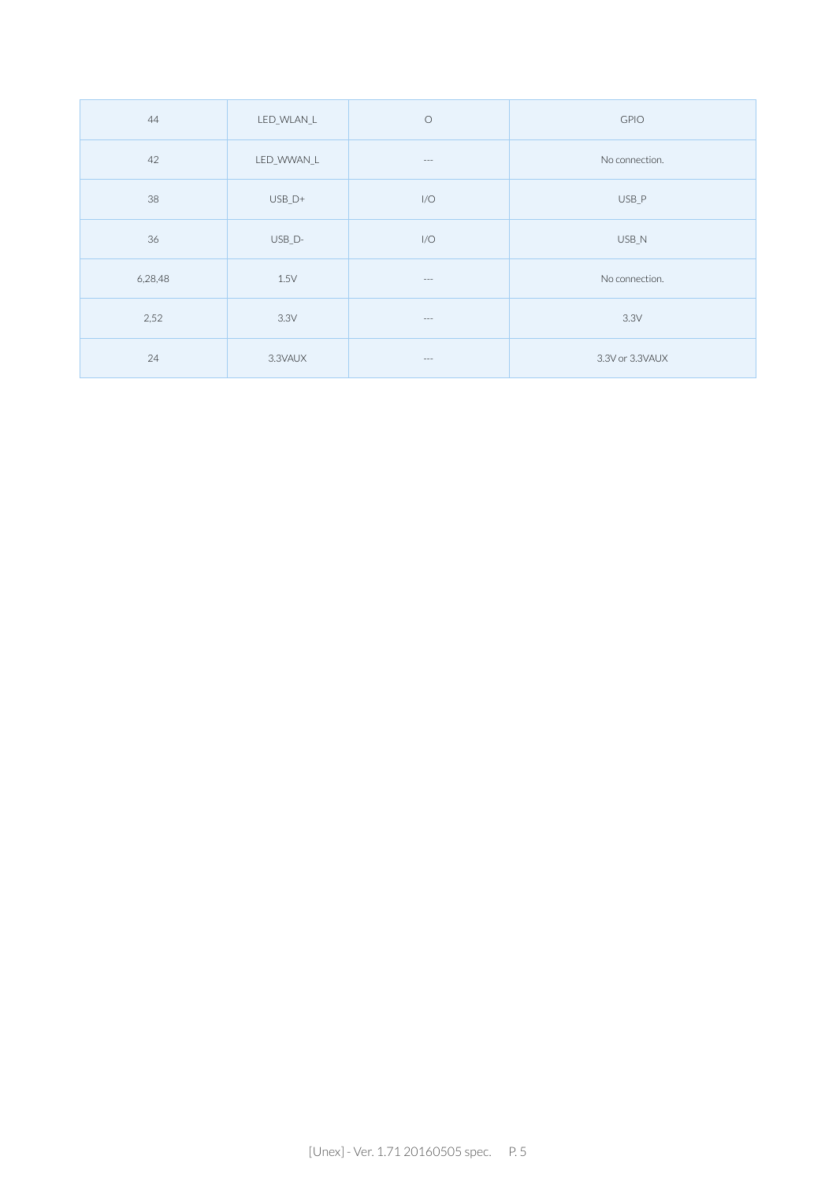| 44 | LED_WLAN_L | O | GPIO |
|---|---|---|---|
| 42 | LED_WWAN_L | --- | No connection. |
| 38 | USB_D+ | I/O | USB_P |
| 36 | USB_D- | I/O | USB_N |
| 6,28,48 | 1.5V | --- | No connection. |
| 2,52 | 3.3V | --- | 3.3V |
| 24 | 3.3VAUX | --- | 3.3V or 3.3VAUX |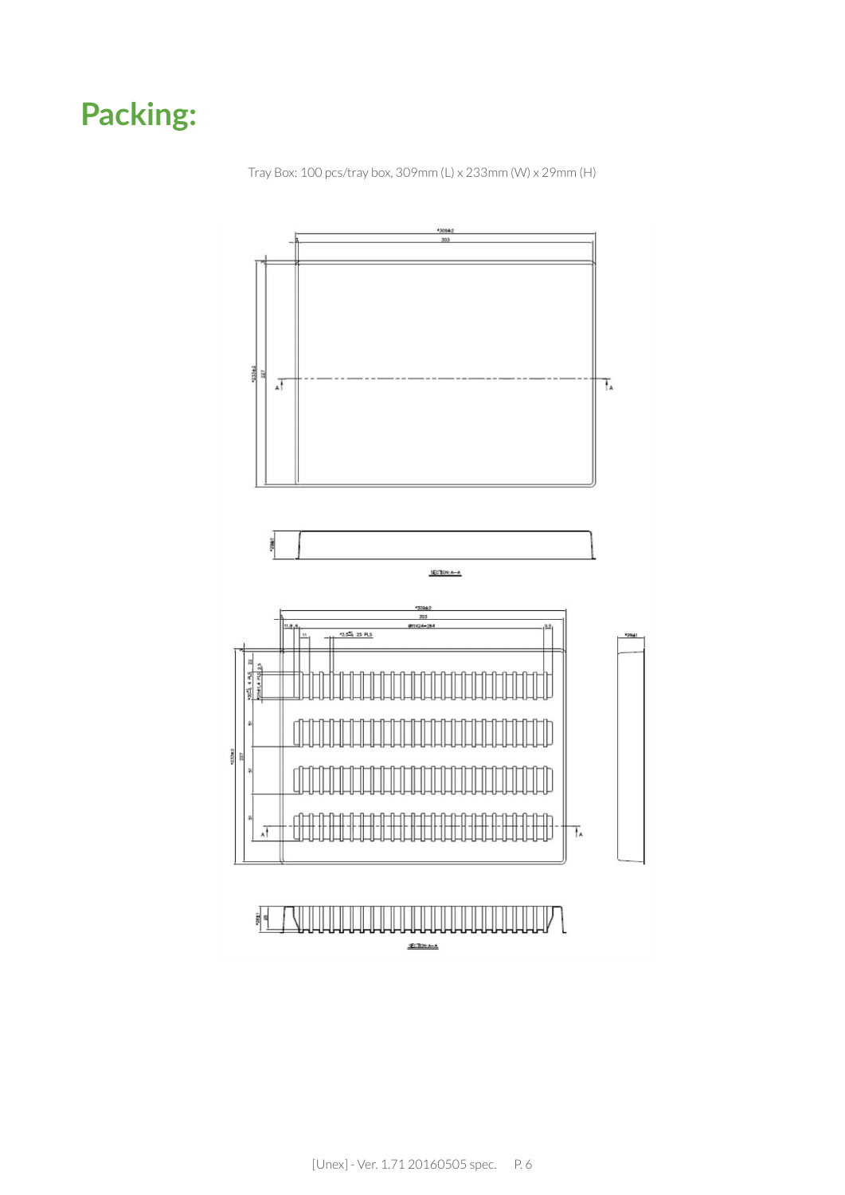# Packing:

Tray Box: 100 pcs/tray box, 309mm (L) x 233mm (W) x 29mm (H)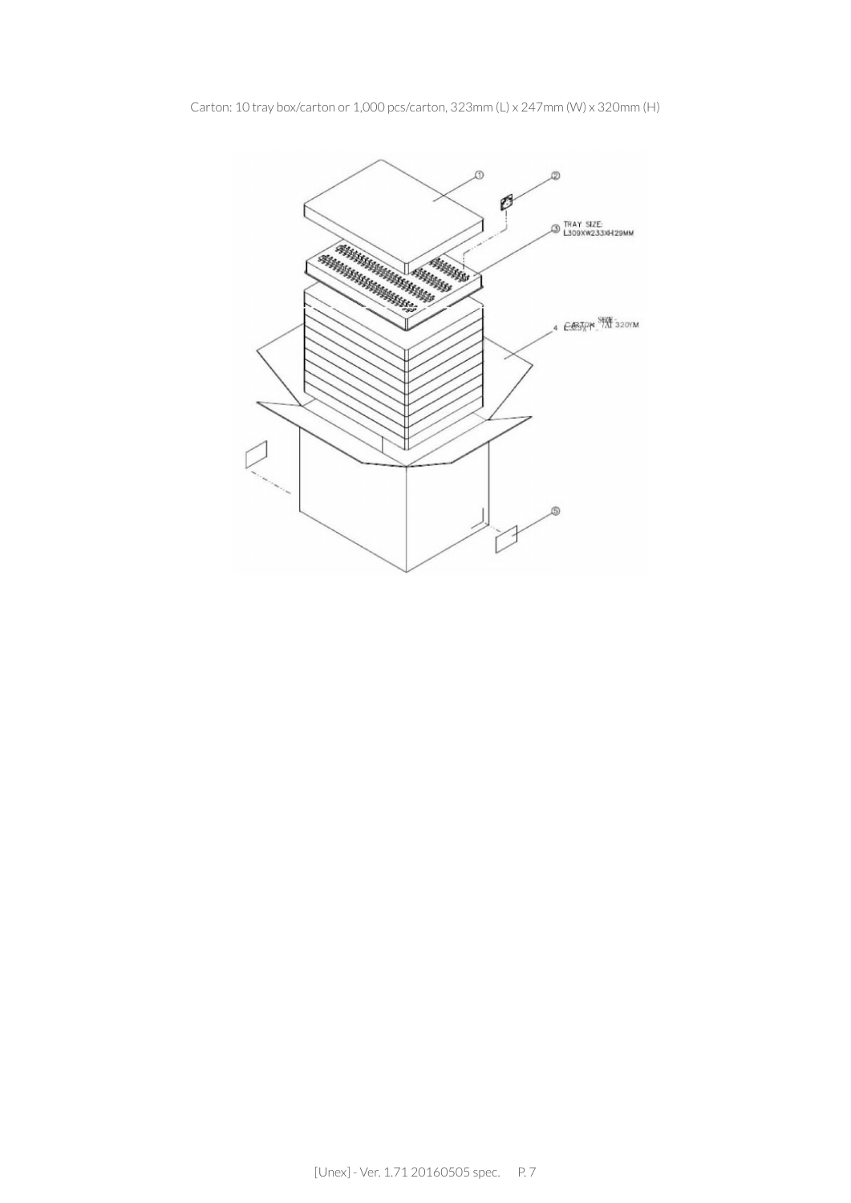Carton: 10 tray box/carton or 1,000 pcs/carton, 323mm (L) x 247mm (W) x 320mm (H)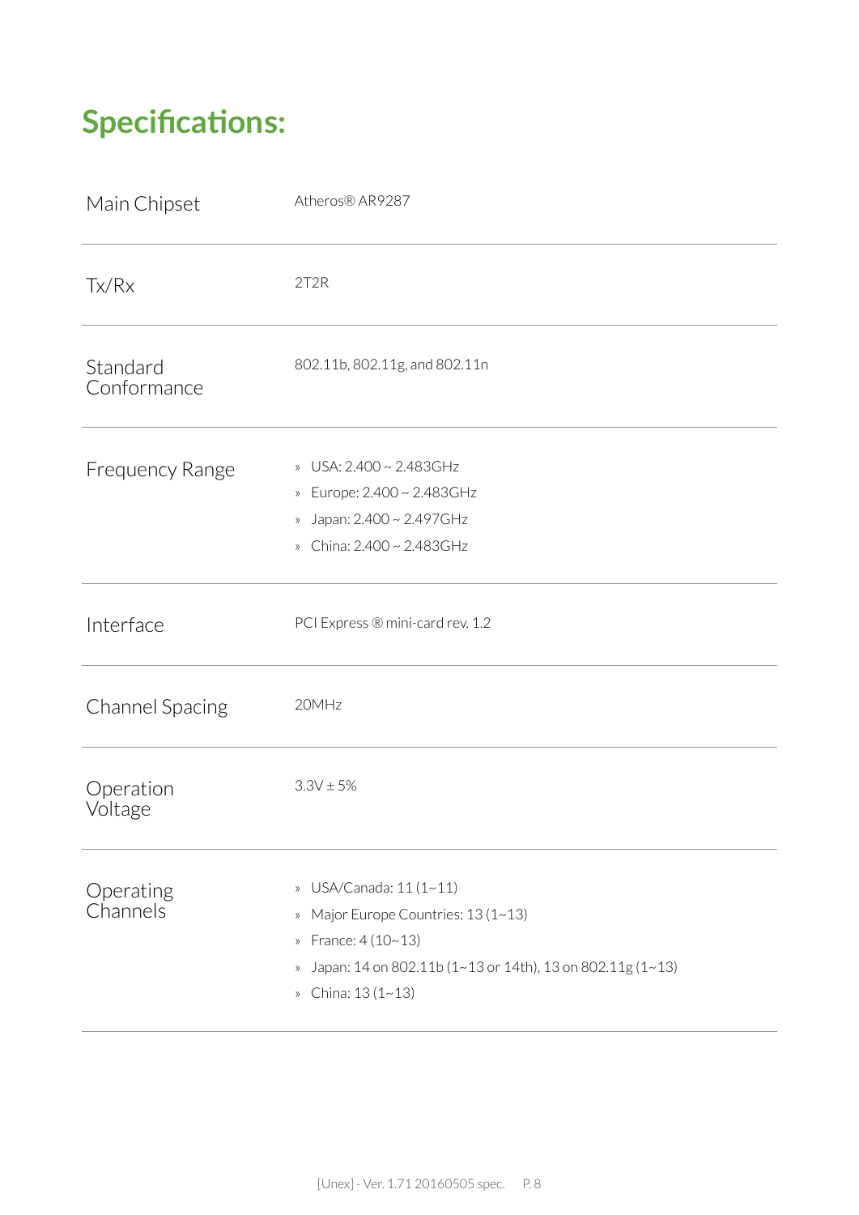## Specifications:

| | |
|---|---|
| Main Chipset | Atheros® AR9287 |
| Tx/Rx | 2T2R |
| Standard Conformance | 802.11b, 802.11g, and 802.11n |
| Frequency Range | » USA: 2.400 ~ 2.483GHz<br>» Europe: 2.400 ~ 2.483GHz<br>» Japan: 2.400 ~ 2.497GHz<br>» China: 2.400 ~ 2.483GHz |
| Interface | PCI Express ® mini-card rev. 1.2 |
| Channel Spacing | 20MHz |
| Operation Voltage | 3.3V ± 5% |
| Operating Channels | » USA/Canada: 11 (1~11)<br>» Major Europe Countries: 13 (1~13)<br>» France: 4 (10~13)<br>» Japan: 14 on 802.11b (1~13 or 14th), 13 on 802.11g (1~13)<br>» China: 13 (1~13) |

[Unex] - Ver. 1.71 20160505 spec.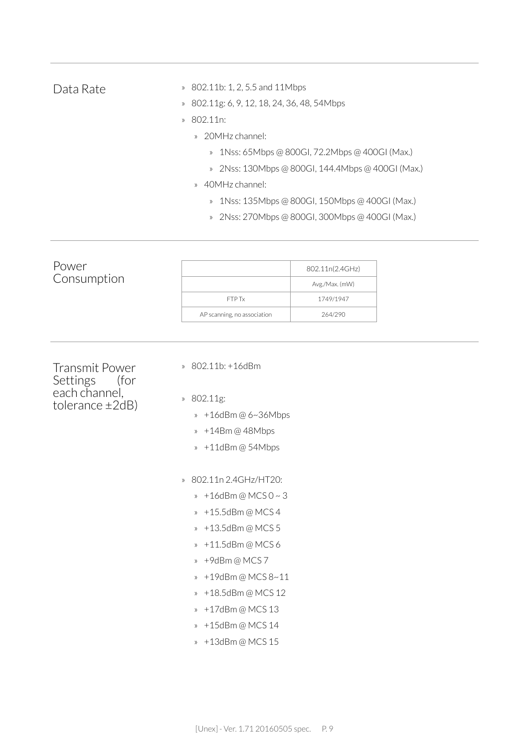## Data Rate

- 802.11b: 1, 2, 5.5 and 11Mbps
- 802.11g: 6, 9, 12, 18, 24, 36, 48, 54Mbps
- 802.11n:
  - 20MHz channel:
    - 1Nss: 65Mbps @ 800GI, 72.2Mbps @ 400GI (Max.)
    - 2Nss: 130Mbps @ 800GI, 144.4Mbps @ 400GI (Max.)
  - 40MHz channel:
    - 1Nss: 135Mbps @ 800GI, 150Mbps @ 400GI (Max.)
    - 2Nss: 270Mbps @ 800GI, 300Mbps @ 400GI (Max.)

## Power Consumption

| | 802.11n(2.4GHz) |
|---|---|
| | Avg./Max. (mW) |
| FTP Tx | 1749/1947 |
| AP scanning, no association | 264/290 |

## Transmit Power Settings (for each channel, tolerance ±2dB)

- 802.11b: +16dBm
- 802.11g:
  - +16dBm @ 6~36Mbps
  - +14Bm @ 48Mbps
  - +11dBm @ 54Mbps
- 802.11n 2.4GHz/HT20:
  - +16dBm @ MCS 0 ~ 3
  - +15.5dBm @ MCS 4
  - +13.5dBm @ MCS 5
  - +11.5dBm @ MCS 6
  - +9dBm @ MCS 7
  - +19dBm @ MCS 8~11
  - +18.5dBm @ MCS 12
  - +17dBm @ MCS 13
  - +15dBm @ MCS 14
  - +13dBm @ MCS 15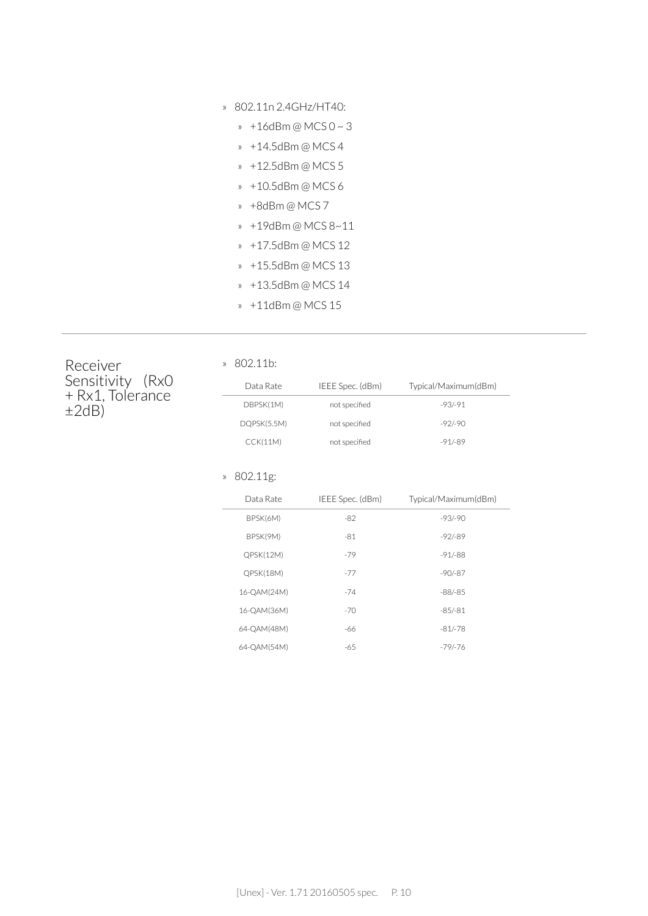- 802.11n 2.4GHz/HT40:
  - +16dBm @ MCS 0 ~ 3
  - +14.5dBm @ MCS 4
  - +12.5dBm @ MCS 5
  - +10.5dBm @ MCS 6
  - +8dBm @ MCS 7
  - +19dBm @ MCS 8~11
  - +17.5dBm @ MCS 12
  - +15.5dBm @ MCS 13
  - +13.5dBm @ MCS 14
  - +11dBm @ MCS 15

---

## Receiver Sensitivity (Rx0 + Rx1, Tolerance ±2dB)

- 802.11b:

| Data Rate | IEEE Spec. (dBm) | Typical/Maximum(dBm) |
|---|---|---|
| DBPSK(1M) | not specified | -93/-91 |
| DQPSK(5.5M) | not specified | -92/-90 |
| CCK(11M) | not specified | -91/-89 |

- 802.11g:

| Data Rate | IEEE Spec. (dBm) | Typical/Maximum(dBm) |
|---|---|---|
| BPSK(6M) | -82 | -93/-90 |
| BPSK(9M) | -81 | -92/-89 |
| QPSK(12M) | -79 | -91/-88 |
| QPSK(18M) | -77 | -90/-87 |
| 16-QAM(24M) | -74 | -88/-85 |
| 16-QAM(36M) | -70 | -85/-81 |
| 64-QAM(48M) | -66 | -81/-78 |
| 64-QAM(54M) | -65 | -79/-76 |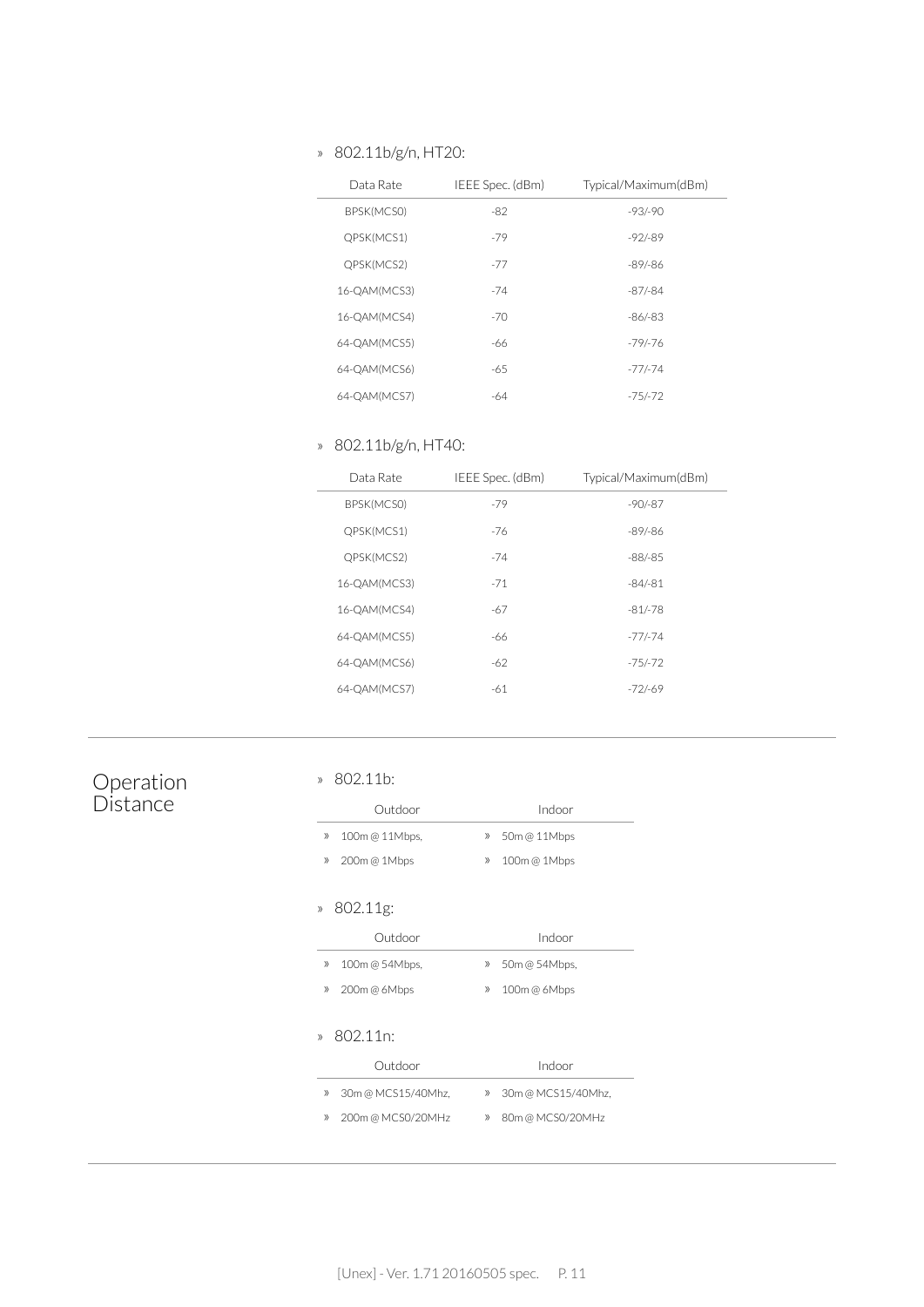» 802.11b/g/n, HT20:

| Data Rate | IEEE Spec. (dBm) | Typical/Maximum(dBm) |
|---|---|---|
| BPSK(MCS0) | -82 | -93/-90 |
| QPSK(MCS1) | -79 | -92/-89 |
| QPSK(MCS2) | -77 | -89/-86 |
| 16-QAM(MCS3) | -74 | -87/-84 |
| 16-QAM(MCS4) | -70 | -86/-83 |
| 64-QAM(MCS5) | -66 | -79/-76 |
| 64-QAM(MCS6) | -65 | -77/-74 |
| 64-QAM(MCS7) | -64 | -75/-72 |

» 802.11b/g/n, HT40:

| Data Rate | IEEE Spec. (dBm) | Typical/Maximum(dBm) |
|---|---|---|
| BPSK(MCS0) | -79 | -90/-87 |
| QPSK(MCS1) | -76 | -89/-86 |
| QPSK(MCS2) | -74 | -88/-85 |
| 16-QAM(MCS3) | -71 | -84/-81 |
| 16-QAM(MCS4) | -67 | -81/-78 |
| 64-QAM(MCS5) | -66 | -77/-74 |
| 64-QAM(MCS6) | -62 | -75/-72 |
| 64-QAM(MCS7) | -61 | -72/-69 |

## Operation Distance

» 802.11b:

| Outdoor | Indoor |
|---|---|
| » 100m @ 11Mbps, | » 50m @ 11Mbps |
| » 200m @ 1Mbps | » 100m @ 1Mbps |

» 802.11g:

| Outdoor | Indoor |
|---|---|
| » 100m @ 54Mbps, | » 50m @ 54Mbps, |
| » 200m @ 6Mbps | » 100m @ 6Mbps |

» 802.11n:

| Outdoor | Indoor |
|---|---|
| » 30m @ MCS15/40Mhz, | » 30m @ MCS15/40Mhz, |
| » 200m @ MCS0/20MHz | » 80m @ MCS0/20MHz |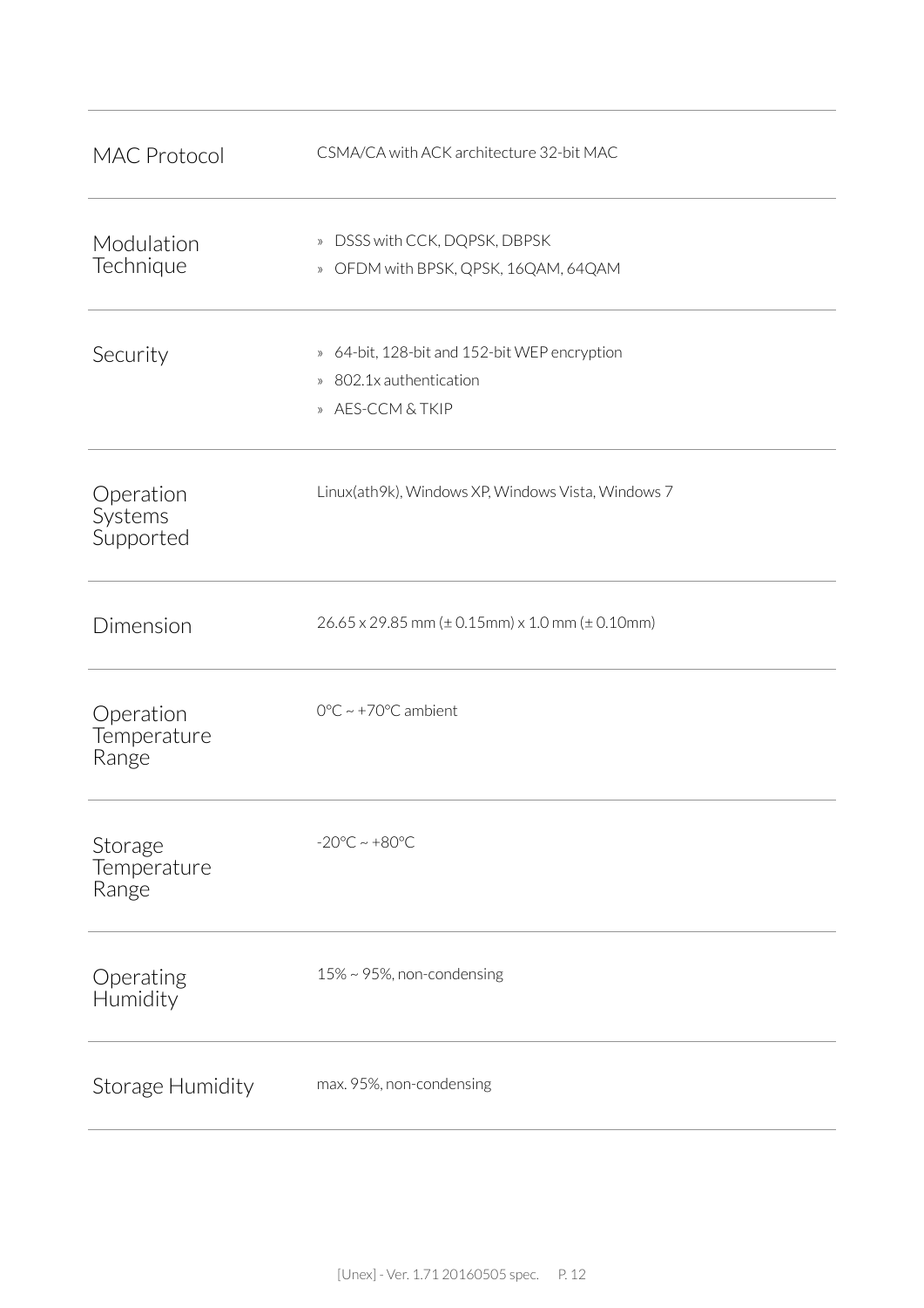| | |
|---|---|
| MAC Protocol | CSMA/CA with ACK architecture 32-bit MAC |
| Modulation Technique | » DSSS with CCK, DQPSK, DBPSK<br>» OFDM with BPSK, QPSK, 16QAM, 64QAM |
| Security | » 64-bit, 128-bit and 152-bit WEP encryption<br>» 802.1x authentication<br>» AES-CCM & TKIP |
| Operation Systems Supported | Linux(ath9k), Windows XP, Windows Vista, Windows 7 |
| Dimension | 26.65 x 29.85 mm (± 0.15mm) x 1.0 mm (± 0.10mm) |
| Operation Temperature Range | 0°C ~ +70°C ambient |
| Storage Temperature Range | -20°C ~ +80°C |
| Operating Humidity | 15% ~ 95%, non-condensing |
| Storage Humidity | max. 95%, non-condensing |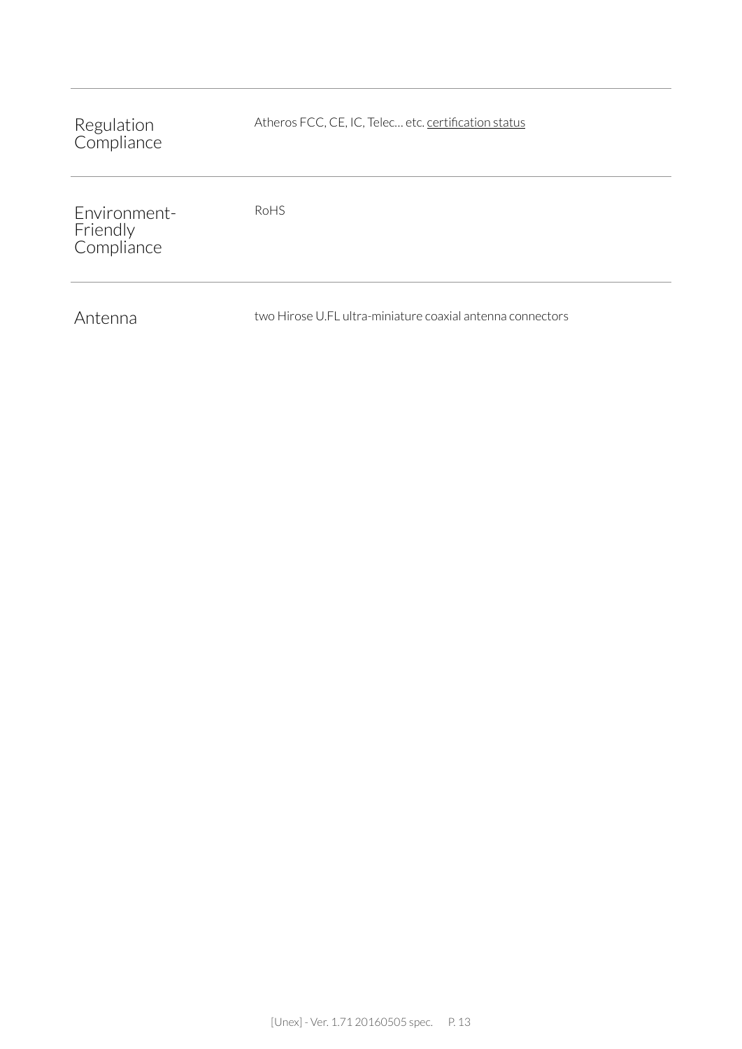| | |
|---|---|
| Regulation Compliance | Atheros FCC, CE, IC, Telec… etc. certification status |
| Environment-Friendly Compliance | RoHS |
| Antenna | two Hirose U.FL ultra-miniature coaxial antenna connectors |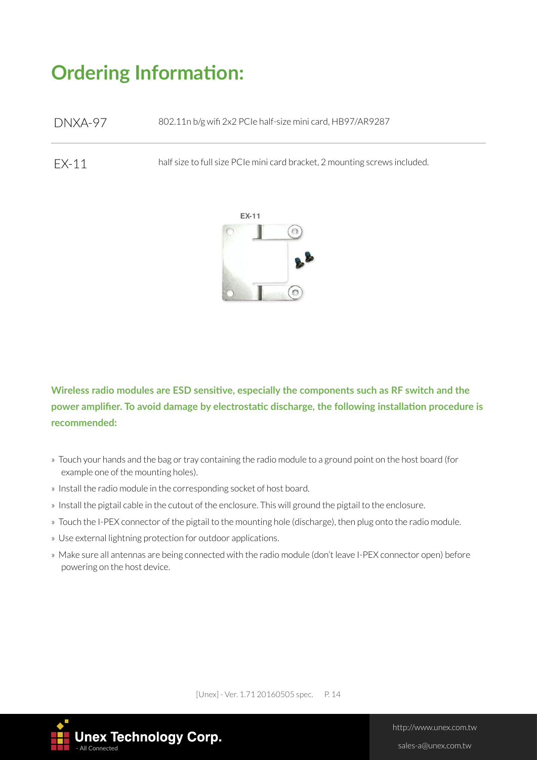# Ordering Information:

| | |
|---|---|
| DNXA-97 | 802.11n b/g wifi 2x2 PCIe half-size mini card, HB97/AR9287 |
| EX-11 | half size to full size PCIe mini card bracket, 2 mounting screws included. |

EX-11

**Wireless radio modules are ESD sensitive, especially the components such as RF switch and the power amplifier. To avoid damage by electrostatic discharge, the following installation procedure is recommended:**

- Touch your hands and the bag or tray containing the radio module to a ground point on the host board (for example one of the mounting holes).
- Install the radio module in the corresponding socket of host board.
- Install the pigtail cable in the cutout of the enclosure. This will ground the pigtail to the enclosure.
- Touch the I-PEX connector of the pigtail to the mounting hole (discharge), then plug onto the radio module.
- Use external lightning protection for outdoor applications.
- Make sure all antennas are being connected with the radio module (don't leave I-PEX connector open) before powering on the host device.